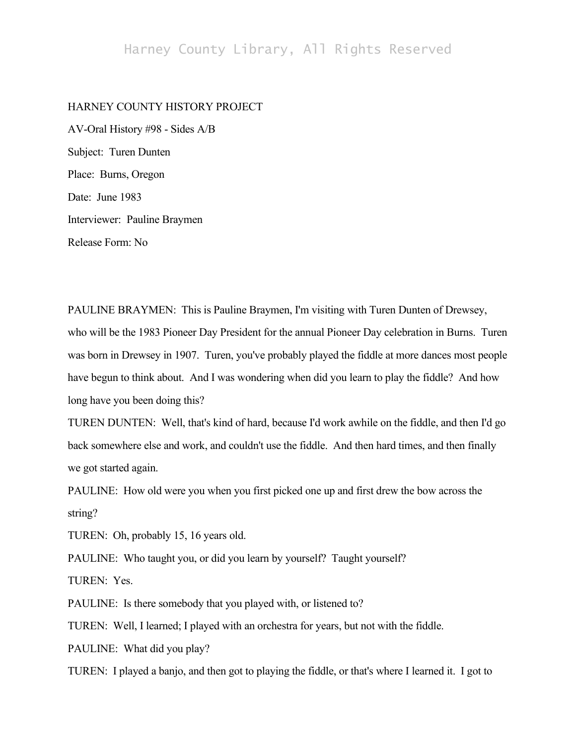HARNEY COUNTY HISTORY PROJECT

AV-Oral History #98 - Sides A/B

Subject: Turen Dunten

Place: Burns, Oregon

Date: June 1983

Interviewer: Pauline Braymen

Release Form: No

PAULINE BRAYMEN: This is Pauline Braymen, I'm visiting with Turen Dunten of Drewsey, who will be the 1983 Pioneer Day President for the annual Pioneer Day celebration in Burns. Turen was born in Drewsey in 1907. Turen, you've probably played the fiddle at more dances most people have begun to think about. And I was wondering when did you learn to play the fiddle? And how long have you been doing this?

TUREN DUNTEN: Well, that's kind of hard, because I'd work awhile on the fiddle, and then I'd go back somewhere else and work, and couldn't use the fiddle. And then hard times, and then finally we got started again.

PAULINE: How old were you when you first picked one up and first drew the bow across the string?

TUREN: Oh, probably 15, 16 years old.

PAULINE: Who taught you, or did you learn by yourself? Taught yourself?

TUREN: Yes.

PAULINE: Is there somebody that you played with, or listened to?

TUREN: Well, I learned; I played with an orchestra for years, but not with the fiddle.

PAULINE: What did you play?

TUREN: I played a banjo, and then got to playing the fiddle, or that's where I learned it. I got to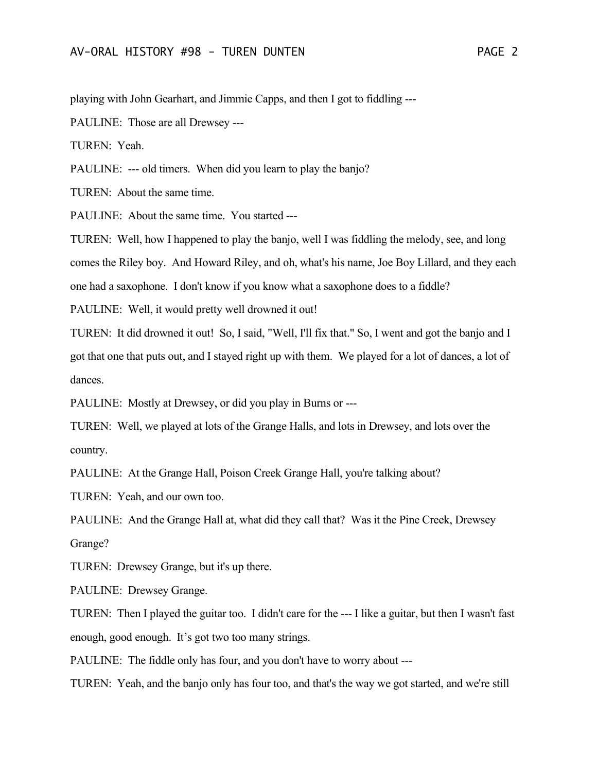playing with John Gearhart, and Jimmie Capps, and then I got to fiddling ---

PAULINE: Those are all Drewsey ---

TUREN: Yeah.

PAULINE: --- old timers. When did you learn to play the banjo?

TUREN: About the same time.

PAULINE: About the same time. You started ---

TUREN: Well, how I happened to play the banjo, well I was fiddling the melody, see, and long comes the Riley boy. And Howard Riley, and oh, what's his name, Joe Boy Lillard, and they each one had a saxophone. I don't know if you know what a saxophone does to a fiddle?

PAULINE: Well, it would pretty well drowned it out!

TUREN: It did drowned it out! So, I said, "Well, I'll fix that." So, I went and got the banjo and I got that one that puts out, and I stayed right up with them. We played for a lot of dances, a lot of dances.

PAULINE: Mostly at Drewsey, or did you play in Burns or ---

TUREN: Well, we played at lots of the Grange Halls, and lots in Drewsey, and lots over the country.

PAULINE: At the Grange Hall, Poison Creek Grange Hall, you're talking about?

TUREN: Yeah, and our own too.

PAULINE: And the Grange Hall at, what did they call that? Was it the Pine Creek, Drewsey Grange?

TUREN: Drewsey Grange, but it's up there.

PAULINE: Drewsey Grange.

TUREN: Then I played the guitar too. I didn't care for the --- I like a guitar, but then I wasn't fast enough, good enough. It's got two too many strings.

PAULINE: The fiddle only has four, and you don't have to worry about ---

TUREN: Yeah, and the banjo only has four too, and that's the way we got started, and we're still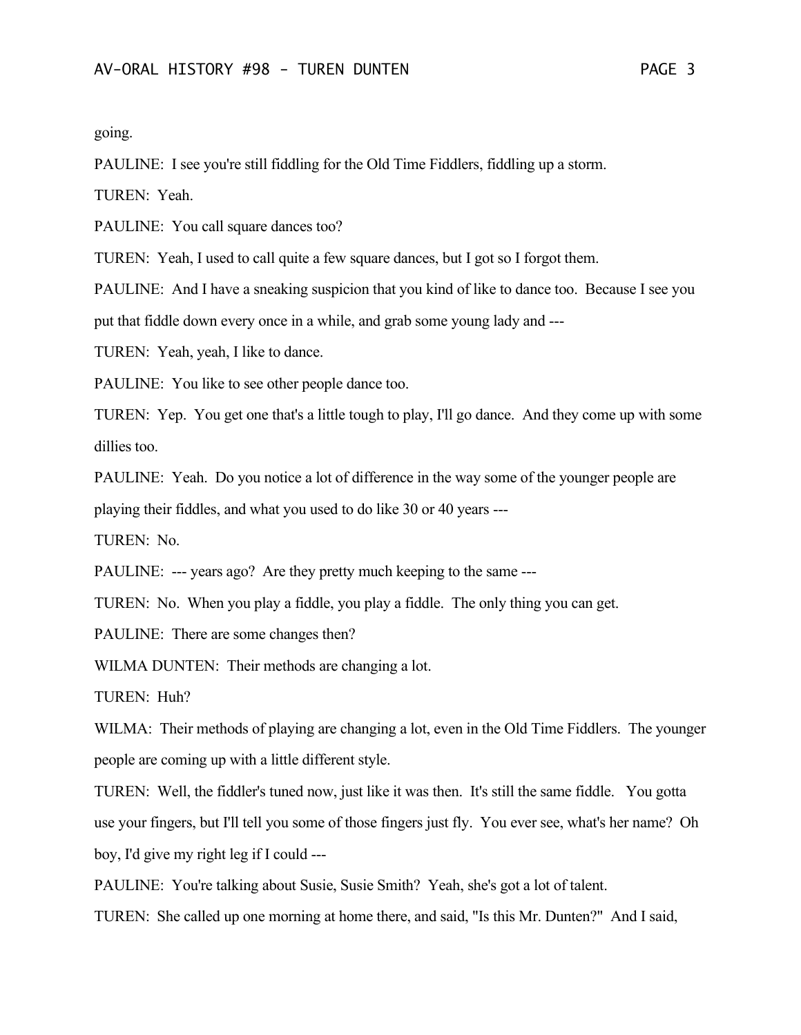going.

PAULINE: I see you're still fiddling for the Old Time Fiddlers, fiddling up a storm.

TUREN: Yeah.

PAULINE: You call square dances too?

TUREN: Yeah, I used to call quite a few square dances, but I got so I forgot them.

PAULINE: And I have a sneaking suspicion that you kind of like to dance too. Because I see you put that fiddle down every once in a while, and grab some young lady and ---

TUREN: Yeah, yeah, I like to dance.

PAULINE: You like to see other people dance too.

TUREN: Yep. You get one that's a little tough to play, I'll go dance. And they come up with some dillies too.

PAULINE: Yeah. Do you notice a lot of difference in the way some of the younger people are playing their fiddles, and what you used to do like 30 or 40 years ---

TUREN: No.

PAULINE: --- years ago? Are they pretty much keeping to the same ---

TUREN: No. When you play a fiddle, you play a fiddle. The only thing you can get.

PAULINE: There are some changes then?

WILMA DUNTEN: Their methods are changing a lot.

TUREN: Huh?

WILMA: Their methods of playing are changing a lot, even in the Old Time Fiddlers. The younger people are coming up with a little different style.

TUREN: Well, the fiddler's tuned now, just like it was then. It's still the same fiddle. You gotta use your fingers, but I'll tell you some of those fingers just fly. You ever see, what's her name? Oh boy, I'd give my right leg if I could ---

PAULINE: You're talking about Susie, Susie Smith? Yeah, she's got a lot of talent.

TUREN: She called up one morning at home there, and said, "Is this Mr. Dunten?" And I said,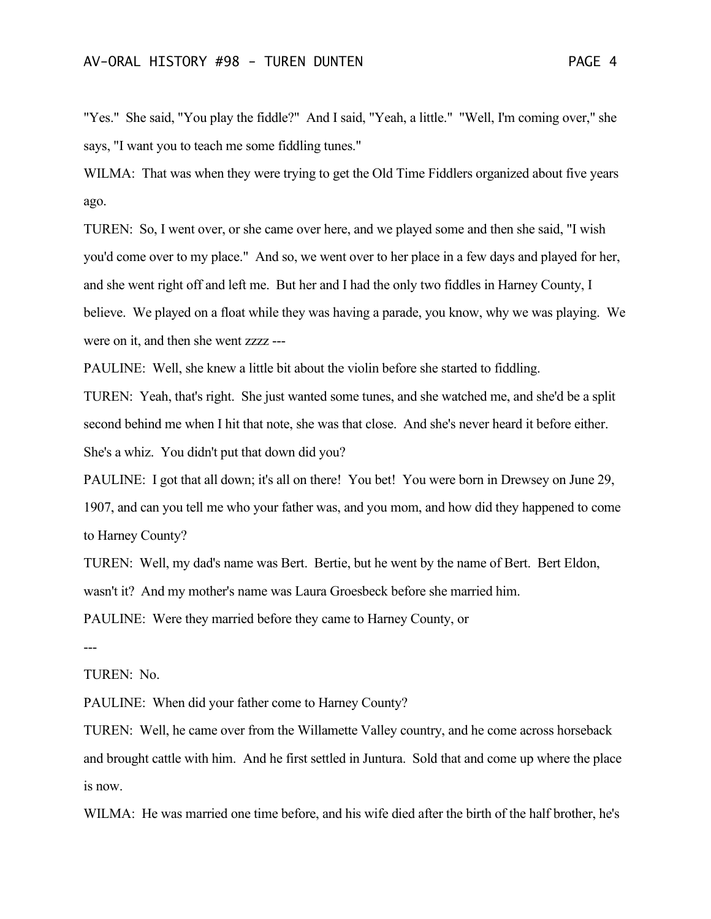"Yes." She said, "You play the fiddle?" And I said, "Yeah, a little." "Well, I'm coming over," she says, "I want you to teach me some fiddling tunes."

WILMA: That was when they were trying to get the Old Time Fiddlers organized about five years ago.

TUREN: So, I went over, or she came over here, and we played some and then she said, "I wish you'd come over to my place." And so, we went over to her place in a few days and played for her, and she went right off and left me. But her and I had the only two fiddles in Harney County, I believe. We played on a float while they was having a parade, you know, why we was playing. We were on it, and then she went zzzz ---

PAULINE: Well, she knew a little bit about the violin before she started to fiddling.

TUREN: Yeah, that's right. She just wanted some tunes, and she watched me, and she'd be a split second behind me when I hit that note, she was that close. And she's never heard it before either. She's a whiz. You didn't put that down did you?

PAULINE: I got that all down; it's all on there! You bet! You were born in Drewsey on June 29, 1907, and can you tell me who your father was, and you mom, and how did they happened to come to Harney County?

TUREN: Well, my dad's name was Bert. Bertie, but he went by the name of Bert. Bert Eldon, wasn't it? And my mother's name was Laura Groesbeck before she married him.

PAULINE: Were they married before they came to Harney County, or

---

TUREN: No.

PAULINE: When did your father come to Harney County?

TUREN: Well, he came over from the Willamette Valley country, and he come across horseback and brought cattle with him. And he first settled in Juntura. Sold that and come up where the place is now.

WILMA: He was married one time before, and his wife died after the birth of the half brother, he's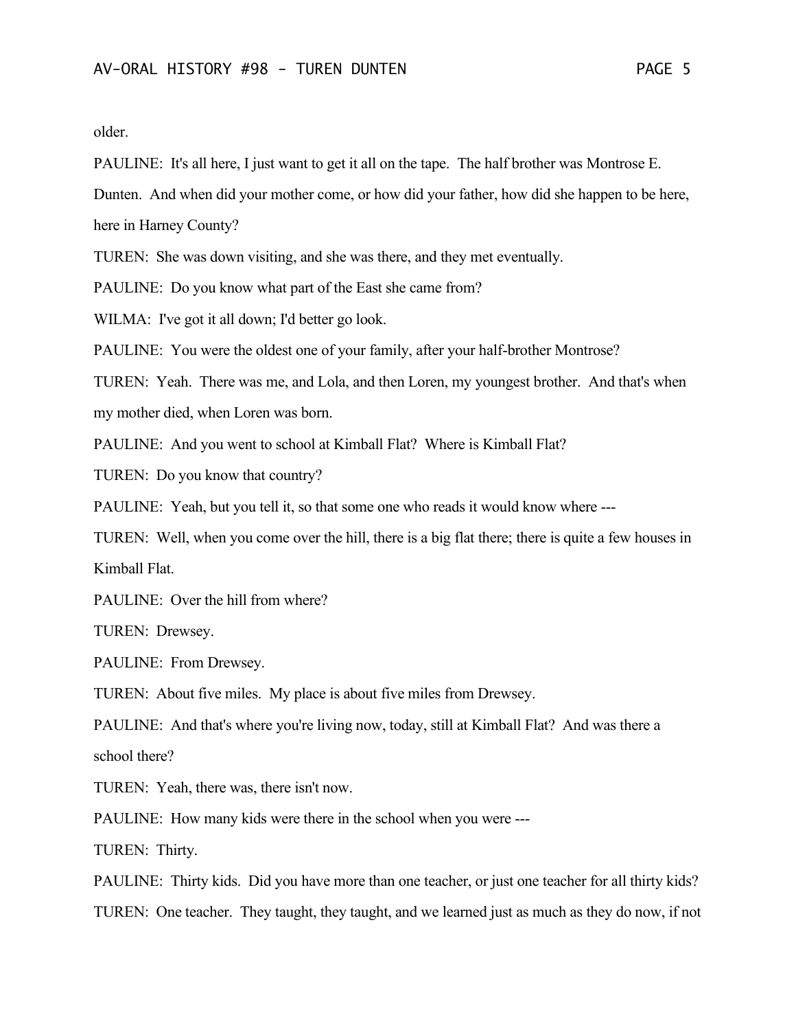older.

PAULINE: It's all here, I just want to get it all on the tape. The half brother was Montrose E. Dunten. And when did your mother come, or how did your father, how did she happen to be here, here in Harney County?

TUREN: She was down visiting, and she was there, and they met eventually.

PAULINE: Do you know what part of the East she came from?

WILMA: I've got it all down; I'd better go look.

PAULINE: You were the oldest one of your family, after your half-brother Montrose?

TUREN: Yeah. There was me, and Lola, and then Loren, my youngest brother. And that's when my mother died, when Loren was born.

PAULINE: And you went to school at Kimball Flat? Where is Kimball Flat?

TUREN: Do you know that country?

PAULINE: Yeah, but you tell it, so that some one who reads it would know where ---

TUREN: Well, when you come over the hill, there is a big flat there; there is quite a few houses in Kimball Flat.

PAULINE: Over the hill from where?

TUREN: Drewsey.

PAULINE: From Drewsey.

TUREN: About five miles. My place is about five miles from Drewsey.

PAULINE: And that's where you're living now, today, still at Kimball Flat? And was there a school there?

TUREN: Yeah, there was, there isn't now.

PAULINE: How many kids were there in the school when you were ---

TUREN: Thirty.

PAULINE: Thirty kids. Did you have more than one teacher, or just one teacher for all thirty kids?

TUREN: One teacher. They taught, they taught, and we learned just as much as they do now, if not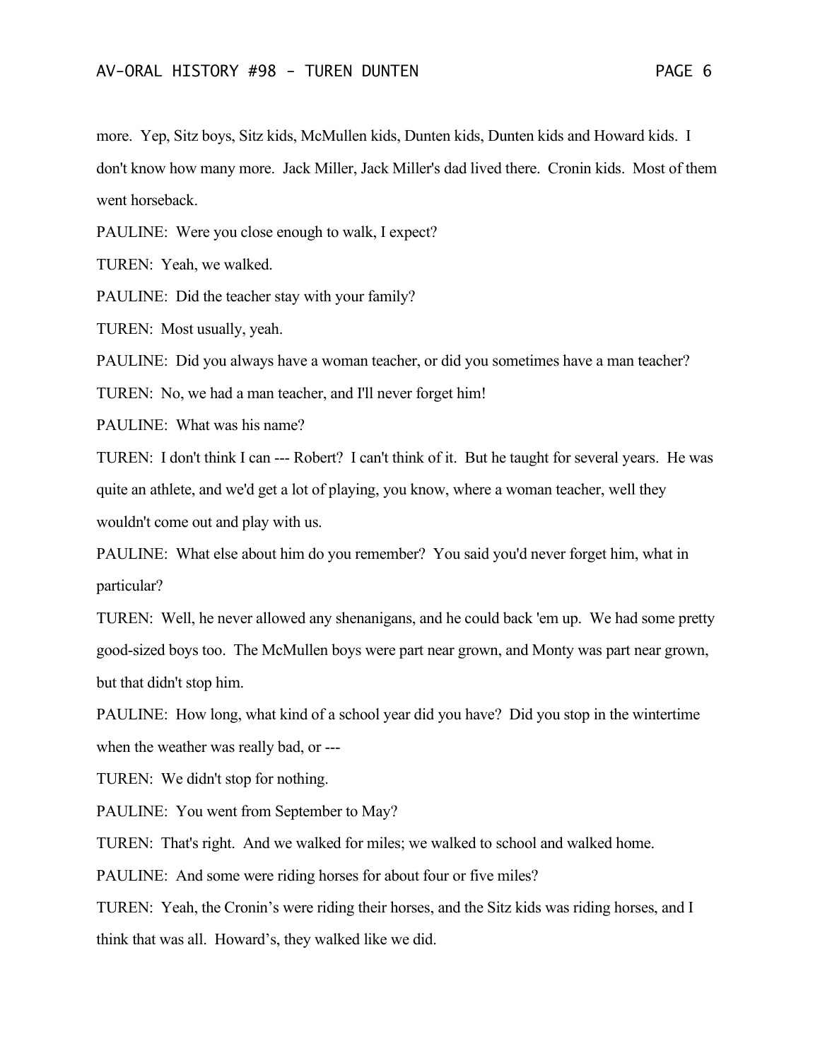more. Yep, Sitz boys, Sitz kids, McMullen kids, Dunten kids, Dunten kids and Howard kids. I don't know how many more. Jack Miller, Jack Miller's dad lived there. Cronin kids. Most of them went horseback.

PAULINE: Were you close enough to walk, I expect?

TUREN: Yeah, we walked.

PAULINE: Did the teacher stay with your family?

TUREN: Most usually, yeah.

PAULINE: Did you always have a woman teacher, or did you sometimes have a man teacher?

TUREN: No, we had a man teacher, and I'll never forget him!

PAULINE: What was his name?

TUREN: I don't think I can --- Robert? I can't think of it. But he taught for several years. He was quite an athlete, and we'd get a lot of playing, you know, where a woman teacher, well they wouldn't come out and play with us.

PAULINE: What else about him do you remember? You said you'd never forget him, what in particular?

TUREN: Well, he never allowed any shenanigans, and he could back 'em up. We had some pretty good-sized boys too. The McMullen boys were part near grown, and Monty was part near grown, but that didn't stop him.

PAULINE: How long, what kind of a school year did you have? Did you stop in the wintertime when the weather was really bad, or ---

TUREN: We didn't stop for nothing.

PAULINE: You went from September to May?

TUREN: That's right. And we walked for miles; we walked to school and walked home.

PAULINE: And some were riding horses for about four or five miles?

TUREN: Yeah, the Cronin's were riding their horses, and the Sitz kids was riding horses, and I think that was all. Howard's, they walked like we did.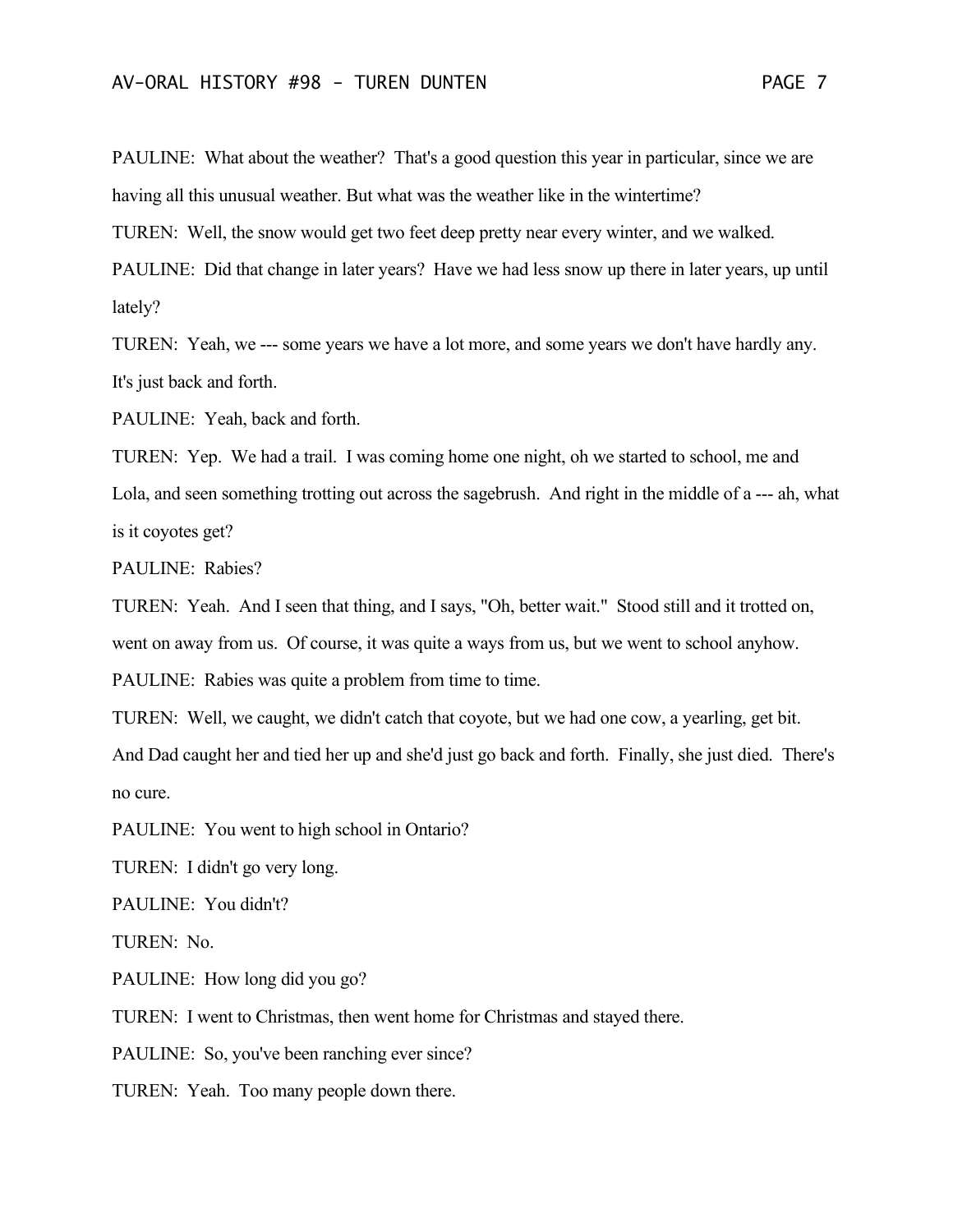PAULINE: What about the weather? That's a good question this year in particular, since we are having all this unusual weather. But what was the weather like in the wintertime?

TUREN: Well, the snow would get two feet deep pretty near every winter, and we walked.

PAULINE: Did that change in later years? Have we had less snow up there in later years, up until lately?

TUREN: Yeah, we --- some years we have a lot more, and some years we don't have hardly any. It's just back and forth.

PAULINE: Yeah, back and forth.

TUREN: Yep. We had a trail. I was coming home one night, oh we started to school, me and Lola, and seen something trotting out across the sagebrush. And right in the middle of a --- ah, what is it coyotes get?

PAULINE: Rabies?

TUREN: Yeah. And I seen that thing, and I says, "Oh, better wait." Stood still and it trotted on, went on away from us. Of course, it was quite a ways from us, but we went to school anyhow.

PAULINE: Rabies was quite a problem from time to time.

TUREN: Well, we caught, we didn't catch that coyote, but we had one cow, a yearling, get bit. And Dad caught her and tied her up and she'd just go back and forth. Finally, she just died. There's no cure.

PAULINE: You went to high school in Ontario?

TUREN: I didn't go very long.

PAULINE: You didn't?

TUREN: No.

PAULINE: How long did you go?

TUREN: I went to Christmas, then went home for Christmas and stayed there.

PAULINE: So, you've been ranching ever since?

TUREN: Yeah. Too many people down there.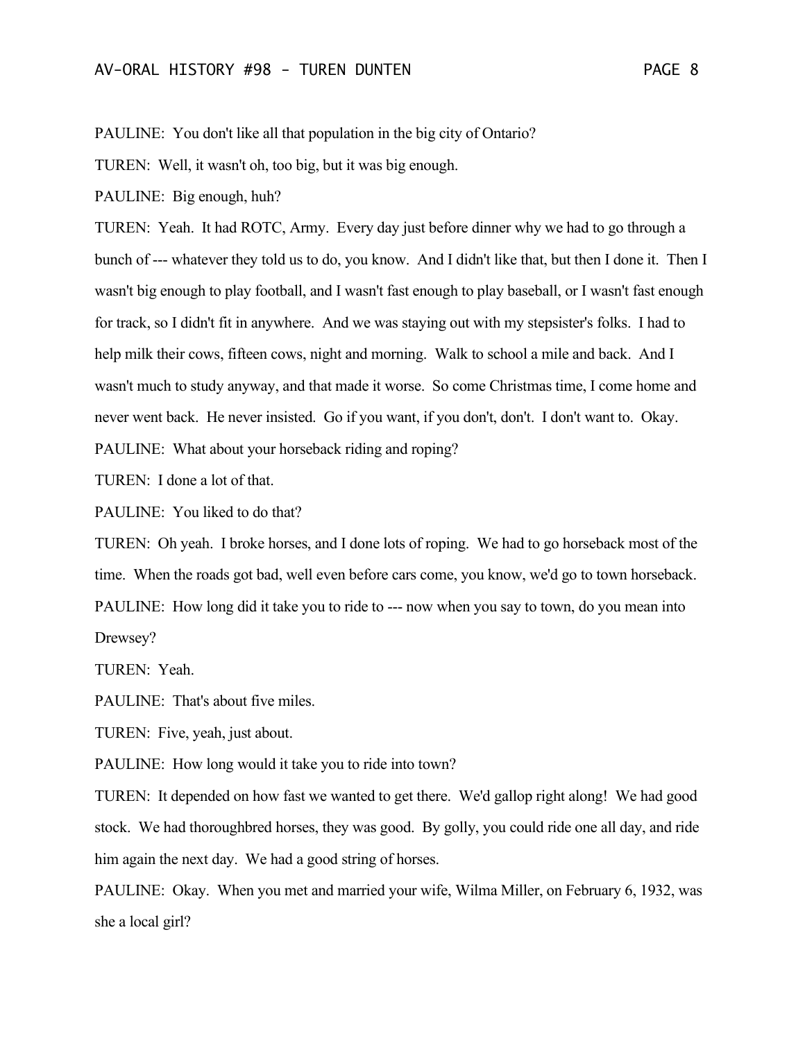PAULINE: You don't like all that population in the big city of Ontario?

TUREN: Well, it wasn't oh, too big, but it was big enough.

PAULINE: Big enough, huh?

TUREN: Yeah. It had ROTC, Army. Every day just before dinner why we had to go through a bunch of --- whatever they told us to do, you know. And I didn't like that, but then I done it. Then I wasn't big enough to play football, and I wasn't fast enough to play baseball, or I wasn't fast enough for track, so I didn't fit in anywhere. And we was staying out with my stepsister's folks. I had to help milk their cows, fifteen cows, night and morning. Walk to school a mile and back. And I wasn't much to study anyway, and that made it worse. So come Christmas time, I come home and never went back. He never insisted. Go if you want, if you don't, don't. I don't want to. Okay.

PAULINE: What about your horseback riding and roping?

TUREN: I done a lot of that.

PAULINE: You liked to do that?

TUREN: Oh yeah. I broke horses, and I done lots of roping. We had to go horseback most of the time. When the roads got bad, well even before cars come, you know, we'd go to town horseback.

PAULINE: How long did it take you to ride to --- now when you say to town, do you mean into Drewsey?

TUREN: Yeah.

PAULINE: That's about five miles.

TUREN: Five, yeah, just about.

PAULINE: How long would it take you to ride into town?

TUREN: It depended on how fast we wanted to get there. We'd gallop right along! We had good stock. We had thoroughbred horses, they was good. By golly, you could ride one all day, and ride him again the next day. We had a good string of horses.

PAULINE: Okay. When you met and married your wife, Wilma Miller, on February 6, 1932, was she a local girl?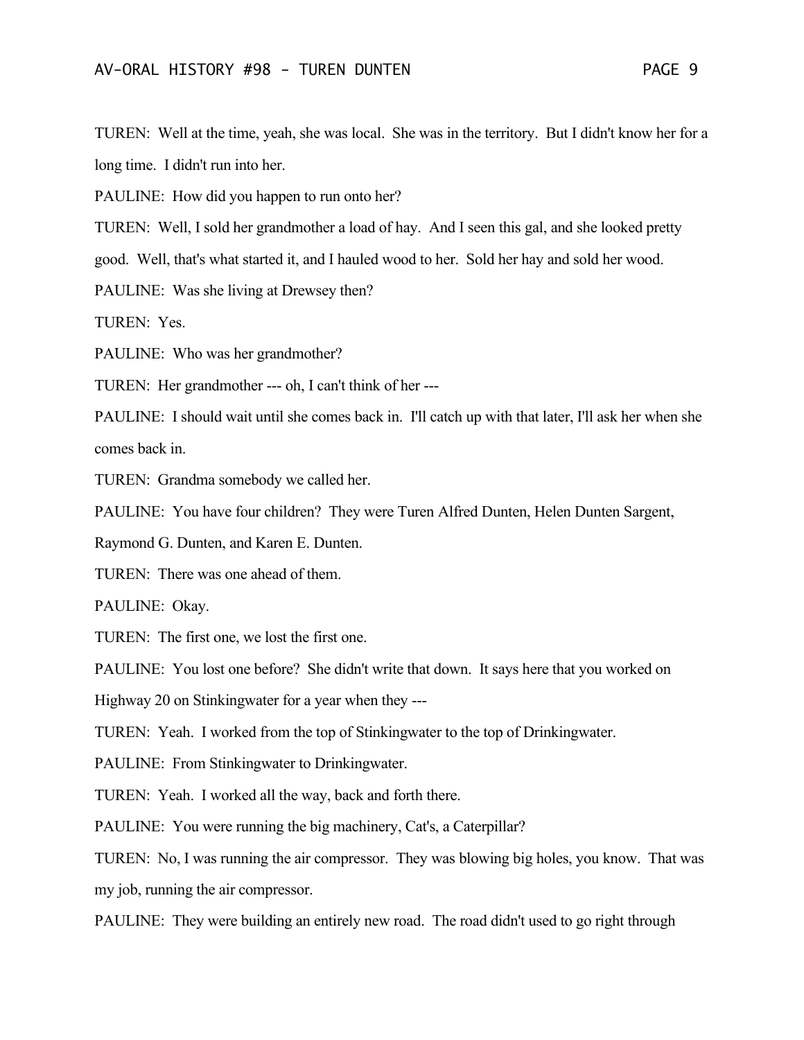TUREN: Well at the time, yeah, she was local. She was in the territory. But I didn't know her for a long time. I didn't run into her.

PAULINE: How did you happen to run onto her?

TUREN: Well, I sold her grandmother a load of hay. And I seen this gal, and she looked pretty good. Well, that's what started it, and I hauled wood to her. Sold her hay and sold her wood.

PAULINE: Was she living at Drewsey then?

TUREN: Yes.

PAULINE: Who was her grandmother?

TUREN: Her grandmother --- oh, I can't think of her ---

PAULINE: I should wait until she comes back in. I'll catch up with that later, I'll ask her when she comes back in.

TUREN: Grandma somebody we called her.

PAULINE: You have four children? They were Turen Alfred Dunten, Helen Dunten Sargent, Raymond G. Dunten, and Karen E. Dunten.

TUREN: There was one ahead of them.

PAULINE: Okay.

TUREN: The first one, we lost the first one.

PAULINE: You lost one before? She didn't write that down. It says here that you worked on Highway 20 on Stinkingwater for a year when they ---

TUREN: Yeah. I worked from the top of Stinkingwater to the top of Drinkingwater.

PAULINE: From Stinkingwater to Drinkingwater.

TUREN: Yeah. I worked all the way, back and forth there.

PAULINE: You were running the big machinery, Cat's, a Caterpillar?

TUREN: No, I was running the air compressor. They was blowing big holes, you know. That was my job, running the air compressor.

PAULINE: They were building an entirely new road. The road didn't used to go right through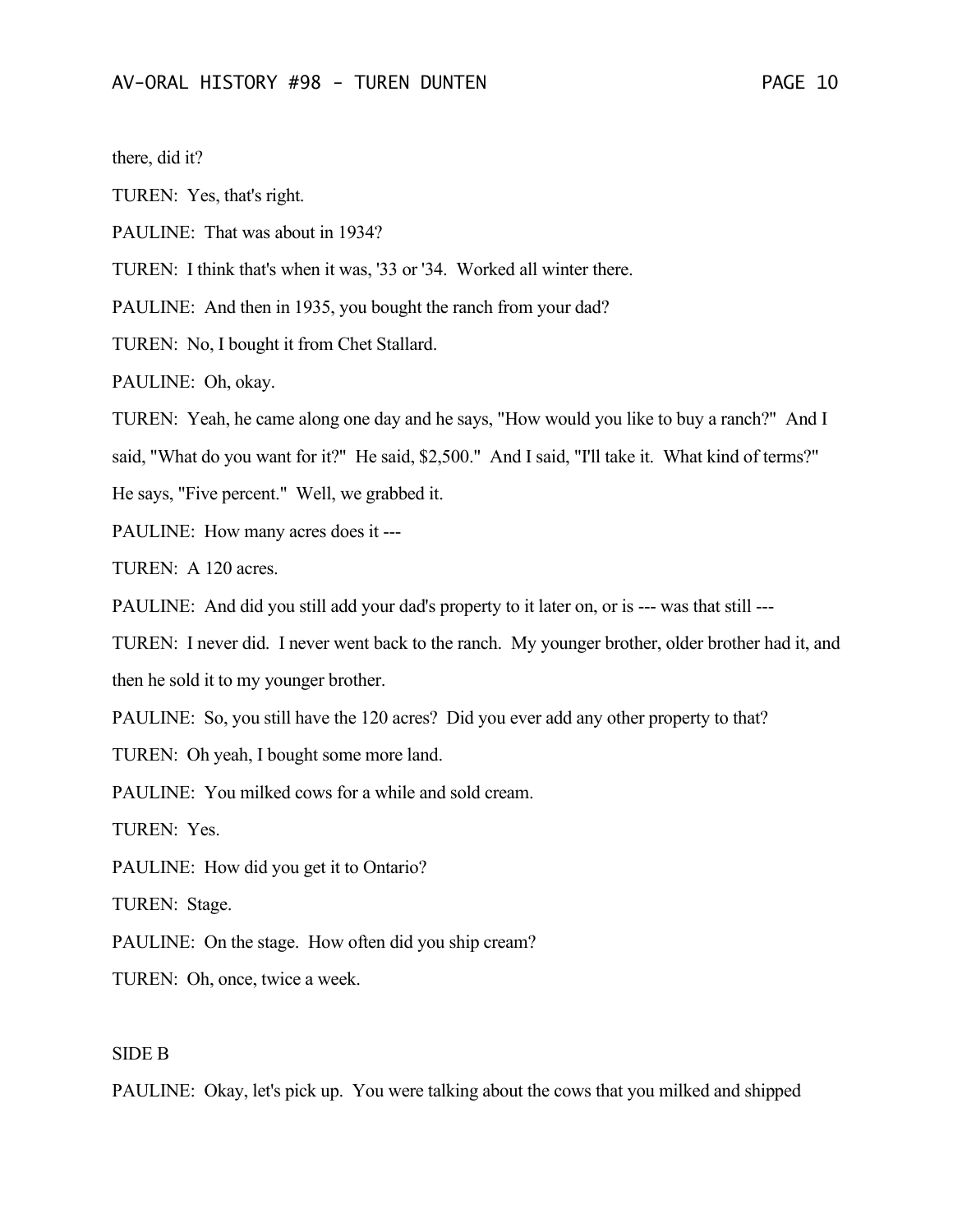there, did it?

TUREN: Yes, that's right.

PAULINE: That was about in 1934?

TUREN: I think that's when it was, '33 or '34. Worked all winter there.

PAULINE: And then in 1935, you bought the ranch from your dad?

TUREN: No, I bought it from Chet Stallard.

PAULINE: Oh, okay.

TUREN: Yeah, he came along one day and he says, "How would you like to buy a ranch?" And I said, "What do you want for it?" He said, $2,500." And I said, "I'll take it. What kind of terms?" He says, "Five percent." Well, we grabbed it.

PAULINE: How many acres does it ---

TUREN: A 120 acres.

PAULINE: And did you still add your dad's property to it later on, or is --- was that still ---

TUREN: I never did. I never went back to the ranch. My younger brother, older brother had it, and then he sold it to my younger brother.

PAULINE: So, you still have the 120 acres? Did you ever add any other property to that?

TUREN: Oh yeah, I bought some more land.

PAULINE: You milked cows for a while and sold cream.

TUREN: Yes.

PAULINE: How did you get it to Ontario?

TUREN: Stage.

PAULINE: On the stage. How often did you ship cream?

TUREN: Oh, once, twice a week.

SIDE B

PAULINE: Okay, let's pick up. You were talking about the cows that you milked and shipped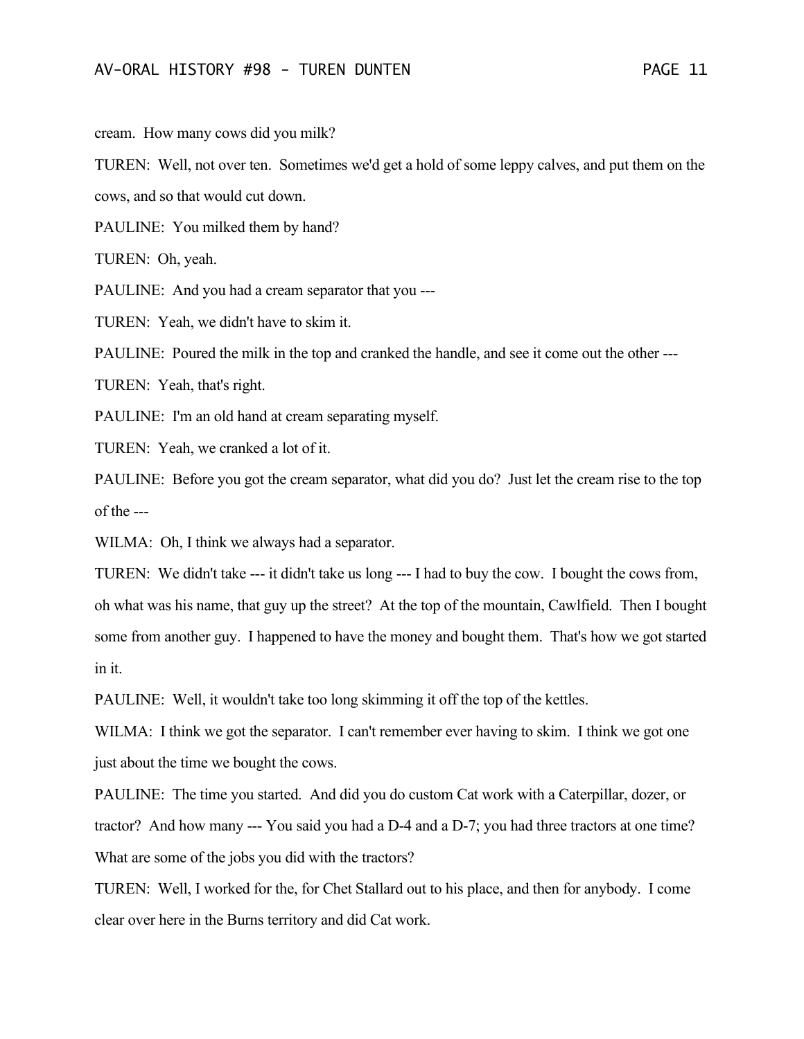cream. How many cows did you milk?

TUREN: Well, not over ten. Sometimes we'd get a hold of some leppy calves, and put them on the cows, and so that would cut down.

PAULINE: You milked them by hand?

TUREN: Oh, yeah.

PAULINE: And you had a cream separator that you ---

TUREN: Yeah, we didn't have to skim it.

PAULINE: Poured the milk in the top and cranked the handle, and see it come out the other ---

TUREN: Yeah, that's right.

PAULINE: I'm an old hand at cream separating myself.

TUREN: Yeah, we cranked a lot of it.

PAULINE: Before you got the cream separator, what did you do? Just let the cream rise to the top of the ---

WILMA: Oh, I think we always had a separator.

TUREN: We didn't take --- it didn't take us long --- I had to buy the cow. I bought the cows from, oh what was his name, that guy up the street? At the top of the mountain, Cawlfield. Then I bought some from another guy. I happened to have the money and bought them. That's how we got started in it.

PAULINE: Well, it wouldn't take too long skimming it off the top of the kettles.

WILMA: I think we got the separator. I can't remember ever having to skim. I think we got one just about the time we bought the cows.

PAULINE: The time you started. And did you do custom Cat work with a Caterpillar, dozer, or tractor? And how many --- You said you had a D-4 and a D-7; you had three tractors at one time? What are some of the jobs you did with the tractors?

TUREN: Well, I worked for the, for Chet Stallard out to his place, and then for anybody. I come clear over here in the Burns territory and did Cat work.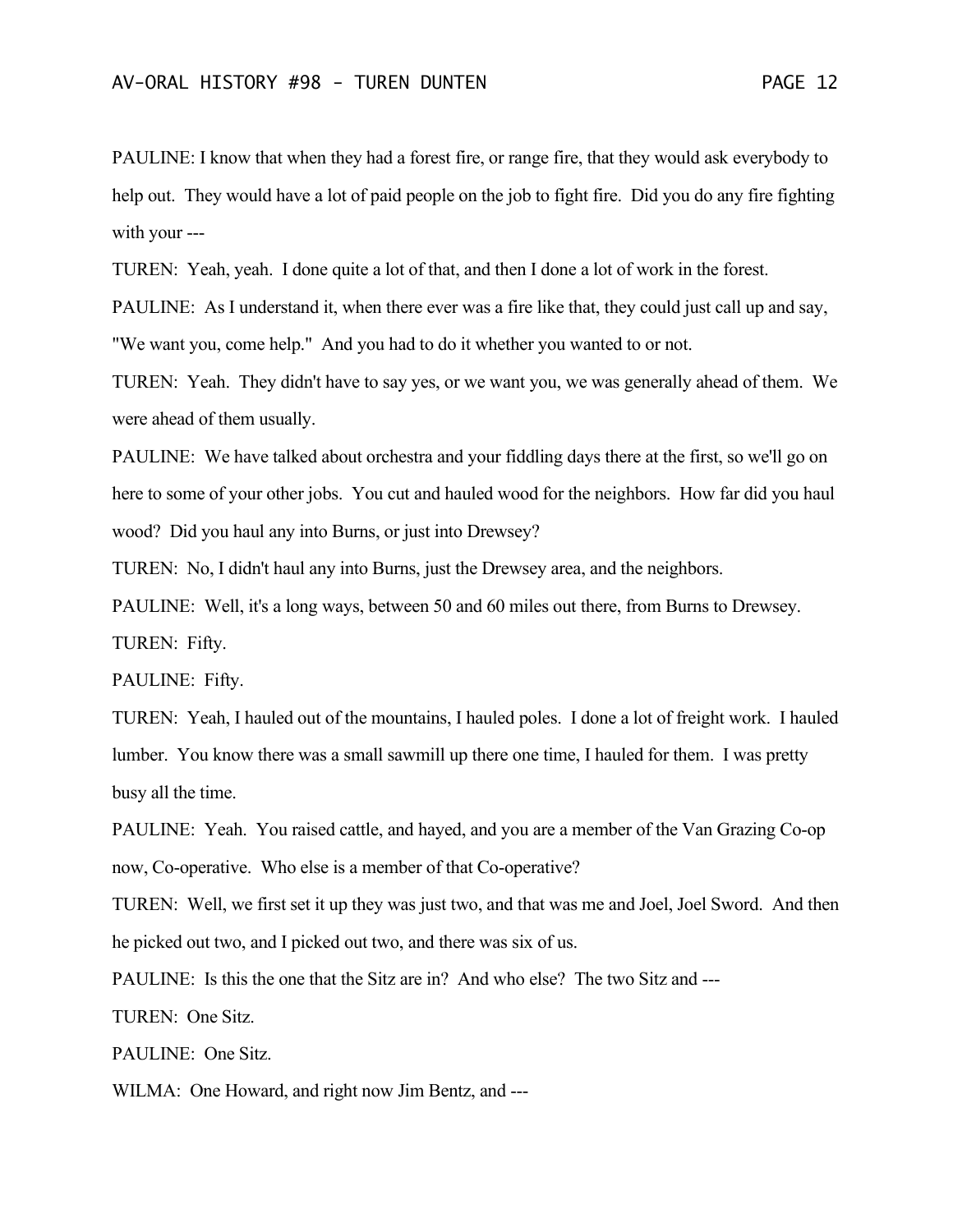PAULINE: I know that when they had a forest fire, or range fire, that they would ask everybody to help out. They would have a lot of paid people on the job to fight fire. Did you do any fire fighting with your ---

TUREN: Yeah, yeah. I done quite a lot of that, and then I done a lot of work in the forest.

PAULINE: As I understand it, when there ever was a fire like that, they could just call up and say, "We want you, come help." And you had to do it whether you wanted to or not.

TUREN: Yeah. They didn't have to say yes, or we want you, we was generally ahead of them. We were ahead of them usually.

PAULINE: We have talked about orchestra and your fiddling days there at the first, so we'll go on here to some of your other jobs. You cut and hauled wood for the neighbors. How far did you haul wood? Did you haul any into Burns, or just into Drewsey?

TUREN: No, I didn't haul any into Burns, just the Drewsey area, and the neighbors.

PAULINE: Well, it's a long ways, between 50 and 60 miles out there, from Burns to Drewsey.

TUREN: Fifty.

PAULINE: Fifty.

TUREN: Yeah, I hauled out of the mountains, I hauled poles. I done a lot of freight work. I hauled lumber. You know there was a small sawmill up there one time, I hauled for them. I was pretty busy all the time.

PAULINE: Yeah. You raised cattle, and hayed, and you are a member of the Van Grazing Co-op now, Co-operative. Who else is a member of that Co-operative?

TUREN: Well, we first set it up they was just two, and that was me and Joel, Joel Sword. And then he picked out two, and I picked out two, and there was six of us.

PAULINE: Is this the one that the Sitz are in? And who else? The two Sitz and ---

TUREN: One Sitz.

PAULINE: One Sitz.

WILMA: One Howard, and right now Jim Bentz, and ---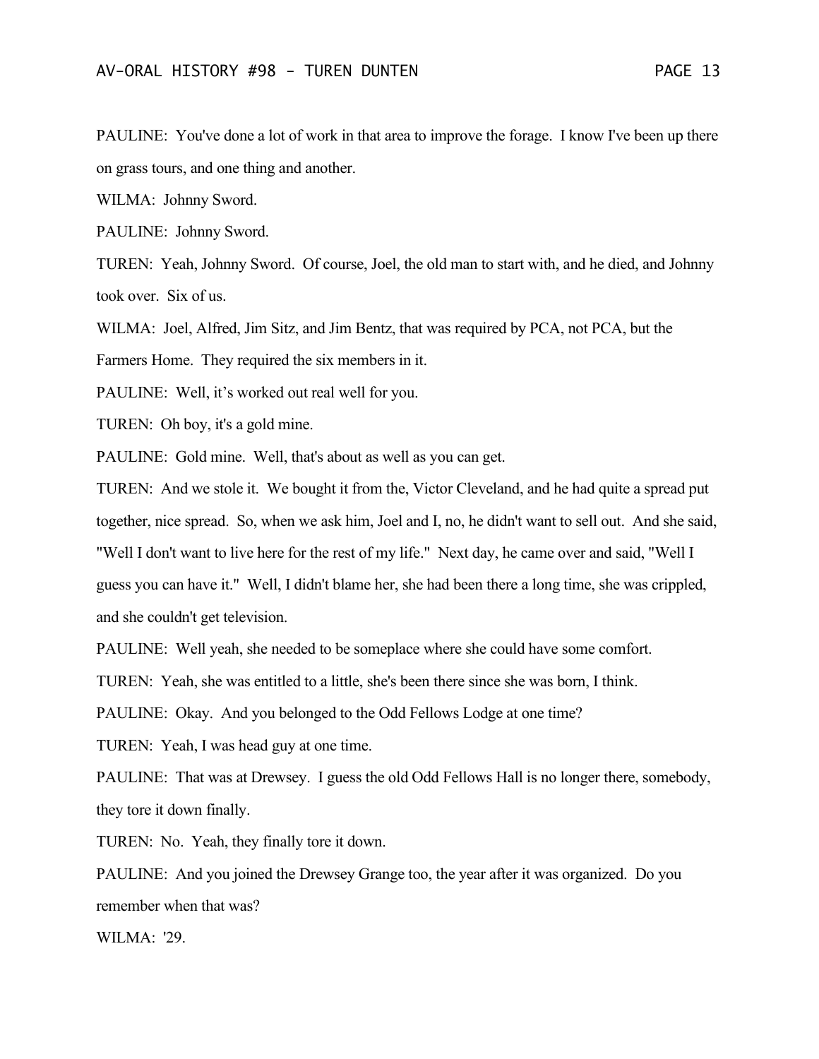PAULINE: You've done a lot of work in that area to improve the forage. I know I've been up there on grass tours, and one thing and another.

WILMA: Johnny Sword.

PAULINE: Johnny Sword.

TUREN: Yeah, Johnny Sword. Of course, Joel, the old man to start with, and he died, and Johnny took over. Six of us.

WILMA: Joel, Alfred, Jim Sitz, and Jim Bentz, that was required by PCA, not PCA, but the Farmers Home. They required the six members in it.

PAULINE: Well, it's worked out real well for you.

TUREN: Oh boy, it's a gold mine.

PAULINE: Gold mine. Well, that's about as well as you can get.

TUREN: And we stole it. We bought it from the, Victor Cleveland, and he had quite a spread put together, nice spread. So, when we ask him, Joel and I, no, he didn't want to sell out. And she said, "Well I don't want to live here for the rest of my life." Next day, he came over and said, "Well I guess you can have it." Well, I didn't blame her, she had been there a long time, she was crippled, and she couldn't get television.

PAULINE: Well yeah, she needed to be someplace where she could have some comfort.

TUREN: Yeah, she was entitled to a little, she's been there since she was born, I think.

PAULINE: Okay. And you belonged to the Odd Fellows Lodge at one time?

TUREN: Yeah, I was head guy at one time.

PAULINE: That was at Drewsey. I guess the old Odd Fellows Hall is no longer there, somebody, they tore it down finally.

TUREN: No. Yeah, they finally tore it down.

PAULINE: And you joined the Drewsey Grange too, the year after it was organized. Do you remember when that was?

WILMA: '29.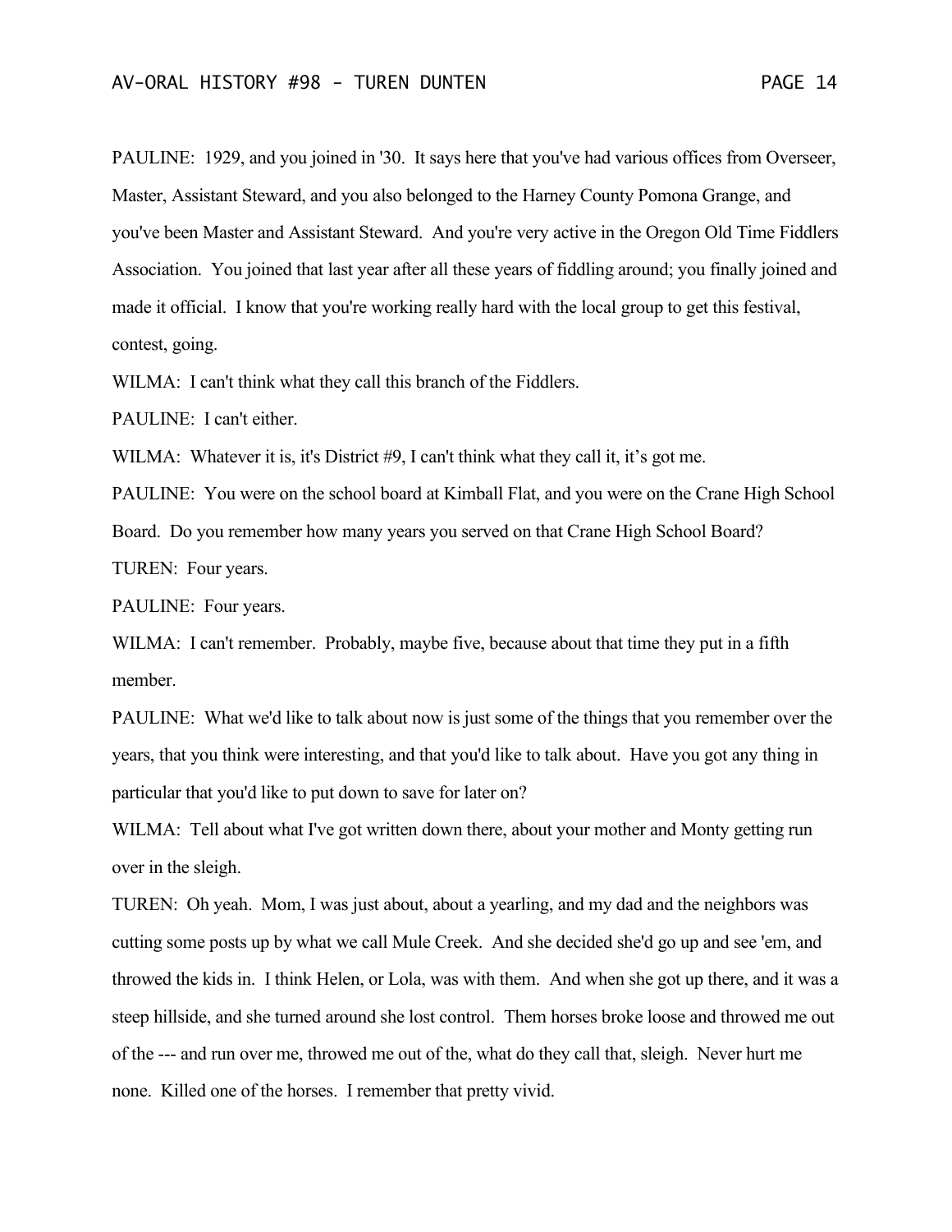PAULINE: 1929, and you joined in '30. It says here that you've had various offices from Overseer, Master, Assistant Steward, and you also belonged to the Harney County Pomona Grange, and you've been Master and Assistant Steward. And you're very active in the Oregon Old Time Fiddlers Association. You joined that last year after all these years of fiddling around; you finally joined and made it official. I know that you're working really hard with the local group to get this festival, contest, going.

WILMA: I can't think what they call this branch of the Fiddlers.

PAULINE: I can't either.

WILMA: Whatever it is, it's District #9, I can't think what they call it, it's got me.

PAULINE: You were on the school board at Kimball Flat, and you were on the Crane High School Board. Do you remember how many years you served on that Crane High School Board?

TUREN: Four years.

PAULINE: Four years.

WILMA: I can't remember. Probably, maybe five, because about that time they put in a fifth member.

PAULINE: What we'd like to talk about now is just some of the things that you remember over the years, that you think were interesting, and that you'd like to talk about. Have you got any thing in particular that you'd like to put down to save for later on?

WILMA: Tell about what I've got written down there, about your mother and Monty getting run over in the sleigh.

TUREN: Oh yeah. Mom, I was just about, about a yearling, and my dad and the neighbors was cutting some posts up by what we call Mule Creek. And she decided she'd go up and see 'em, and throwed the kids in. I think Helen, or Lola, was with them. And when she got up there, and it was a steep hillside, and she turned around she lost control. Them horses broke loose and throwed me out of the --- and run over me, throwed me out of the, what do they call that, sleigh. Never hurt me none. Killed one of the horses. I remember that pretty vivid.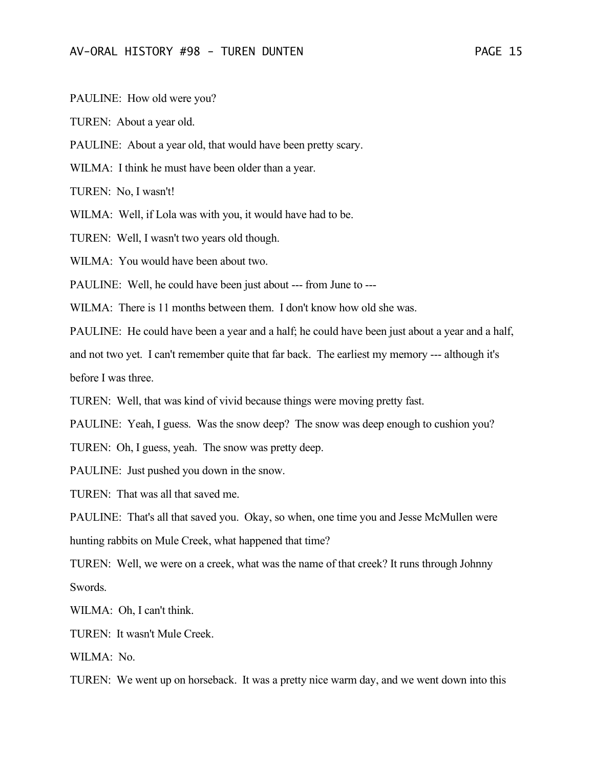PAULINE: How old were you?

TUREN: About a year old.

PAULINE: About a year old, that would have been pretty scary.

WILMA: I think he must have been older than a year.

TUREN: No, I wasn't!

WILMA: Well, if Lola was with you, it would have had to be.

TUREN: Well, I wasn't two years old though.

WILMA: You would have been about two.

PAULINE: Well, he could have been just about --- from June to ---

WILMA: There is 11 months between them. I don't know how old she was.

PAULINE: He could have been a year and a half; he could have been just about a year and a half, and not two yet. I can't remember quite that far back. The earliest my memory --- although it's before I was three.

TUREN: Well, that was kind of vivid because things were moving pretty fast.

PAULINE: Yeah, I guess. Was the snow deep? The snow was deep enough to cushion you?

TUREN: Oh, I guess, yeah. The snow was pretty deep.

PAULINE: Just pushed you down in the snow.

TUREN: That was all that saved me.

PAULINE: That's all that saved you. Okay, so when, one time you and Jesse McMullen were hunting rabbits on Mule Creek, what happened that time?

TUREN: Well, we were on a creek, what was the name of that creek? It runs through Johnny Swords.

WILMA: Oh, I can't think.

TUREN: It wasn't Mule Creek.

WILMA: No.

TUREN: We went up on horseback. It was a pretty nice warm day, and we went down into this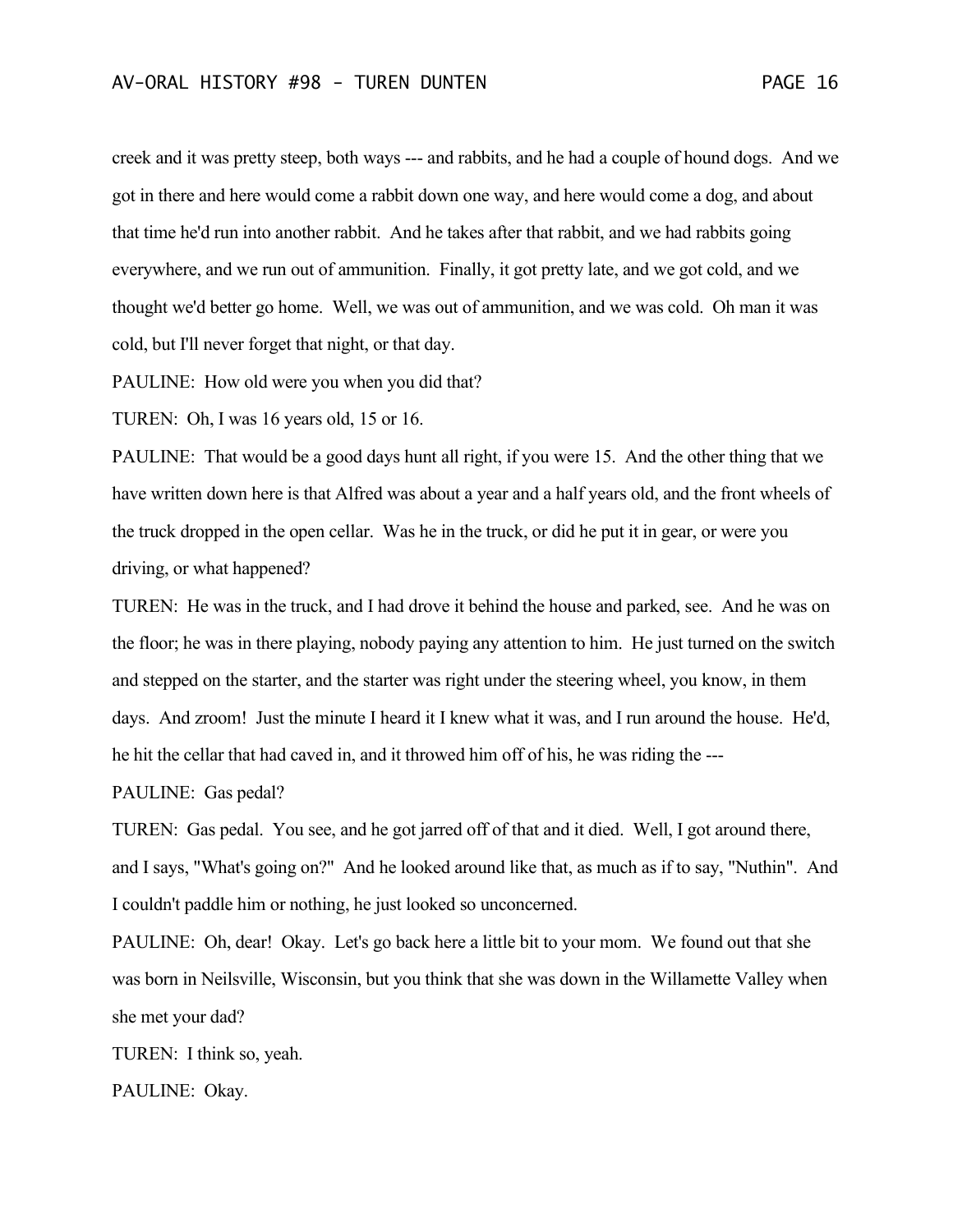creek and it was pretty steep, both ways --- and rabbits, and he had a couple of hound dogs. And we got in there and here would come a rabbit down one way, and here would come a dog, and about that time he'd run into another rabbit. And he takes after that rabbit, and we had rabbits going everywhere, and we run out of ammunition. Finally, it got pretty late, and we got cold, and we thought we'd better go home. Well, we was out of ammunition, and we was cold. Oh man it was cold, but I'll never forget that night, or that day.

PAULINE: How old were you when you did that?

TUREN: Oh, I was 16 years old, 15 or 16.

PAULINE: That would be a good days hunt all right, if you were 15. And the other thing that we have written down here is that Alfred was about a year and a half years old, and the front wheels of the truck dropped in the open cellar. Was he in the truck, or did he put it in gear, or were you driving, or what happened?

TUREN: He was in the truck, and I had drove it behind the house and parked, see. And he was on the floor; he was in there playing, nobody paying any attention to him. He just turned on the switch and stepped on the starter, and the starter was right under the steering wheel, you know, in them days. And zroom! Just the minute I heard it I knew what it was, and I run around the house. He'd, he hit the cellar that had caved in, and it throwed him off of his, he was riding the ---

PAULINE: Gas pedal?

TUREN: Gas pedal. You see, and he got jarred off of that and it died. Well, I got around there, and I says, "What's going on?" And he looked around like that, as much as if to say, "Nuthin". And I couldn't paddle him or nothing, he just looked so unconcerned.

PAULINE: Oh, dear! Okay. Let's go back here a little bit to your mom. We found out that she was born in Neilsville, Wisconsin, but you think that she was down in the Willamette Valley when she met your dad?

TUREN: I think so, yeah.

PAULINE: Okay.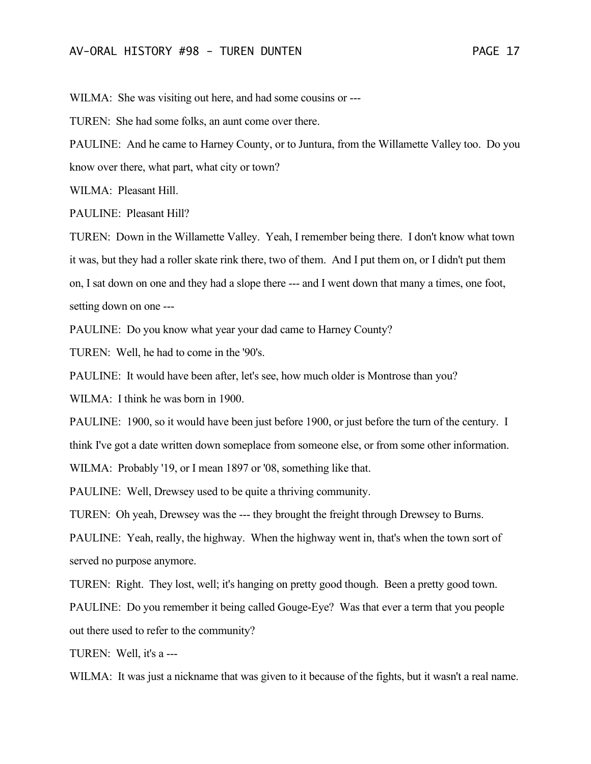WILMA: She was visiting out here, and had some cousins or ---

TUREN: She had some folks, an aunt come over there.

PAULINE: And he came to Harney County, or to Juntura, from the Willamette Valley too. Do you know over there, what part, what city or town?

WILMA: Pleasant Hill.

PAULINE: Pleasant Hill?

TUREN: Down in the Willamette Valley. Yeah, I remember being there. I don't know what town it was, but they had a roller skate rink there, two of them. And I put them on, or I didn't put them on, I sat down on one and they had a slope there --- and I went down that many a times, one foot, setting down on one ---

PAULINE: Do you know what year your dad came to Harney County?

TUREN: Well, he had to come in the '90's.

PAULINE: It would have been after, let's see, how much older is Montrose than you?

WILMA: I think he was born in 1900.

PAULINE: 1900, so it would have been just before 1900, or just before the turn of the century. I think I've got a date written down someplace from someone else, or from some other information.

WILMA: Probably '19, or I mean 1897 or '08, something like that.

PAULINE: Well, Drewsey used to be quite a thriving community.

TUREN: Oh yeah, Drewsey was the --- they brought the freight through Drewsey to Burns.

PAULINE: Yeah, really, the highway. When the highway went in, that's when the town sort of served no purpose anymore.

TUREN: Right. They lost, well; it's hanging on pretty good though. Been a pretty good town.

PAULINE: Do you remember it being called Gouge-Eye? Was that ever a term that you people out there used to refer to the community?

TUREN: Well, it's a ---

WILMA: It was just a nickname that was given to it because of the fights, but it wasn't a real name.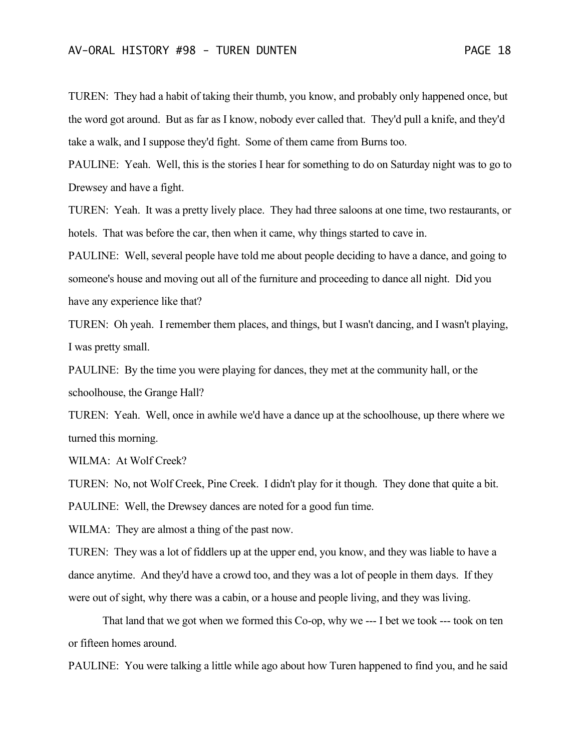TUREN: They had a habit of taking their thumb, you know, and probably only happened once, but the word got around. But as far as I know, nobody ever called that. They'd pull a knife, and they'd take a walk, and I suppose they'd fight. Some of them came from Burns too.

PAULINE: Yeah. Well, this is the stories I hear for something to do on Saturday night was to go to Drewsey and have a fight.

TUREN: Yeah. It was a pretty lively place. They had three saloons at one time, two restaurants, or hotels. That was before the car, then when it came, why things started to cave in.

PAULINE: Well, several people have told me about people deciding to have a dance, and going to someone's house and moving out all of the furniture and proceeding to dance all night. Did you have any experience like that?

TUREN: Oh yeah. I remember them places, and things, but I wasn't dancing, and I wasn't playing, I was pretty small.

PAULINE: By the time you were playing for dances, they met at the community hall, or the schoolhouse, the Grange Hall?

TUREN: Yeah. Well, once in awhile we'd have a dance up at the schoolhouse, up there where we turned this morning.

WILMA: At Wolf Creek?

TUREN: No, not Wolf Creek, Pine Creek. I didn't play for it though. They done that quite a bit.

PAULINE: Well, the Drewsey dances are noted for a good fun time.

WILMA: They are almost a thing of the past now.

TUREN: They was a lot of fiddlers up at the upper end, you know, and they was liable to have a dance anytime. And they'd have a crowd too, and they was a lot of people in them days. If they were out of sight, why there was a cabin, or a house and people living, and they was living.

That land that we got when we formed this Co-op, why we --- I bet we took --- took on ten or fifteen homes around.

PAULINE: You were talking a little while ago about how Turen happened to find you, and he said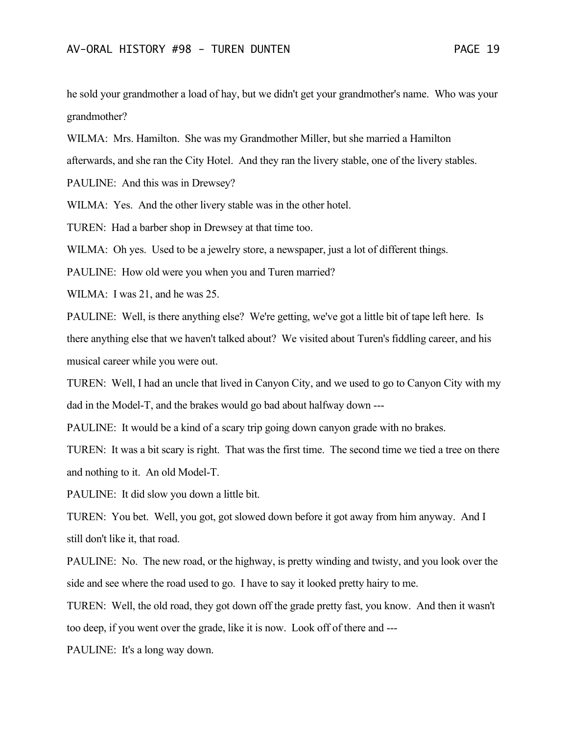he sold your grandmother a load of hay, but we didn't get your grandmother's name. Who was your grandmother?

WILMA: Mrs. Hamilton. She was my Grandmother Miller, but she married a Hamilton afterwards, and she ran the City Hotel. And they ran the livery stable, one of the livery stables.

PAULINE: And this was in Drewsey?

WILMA: Yes. And the other livery stable was in the other hotel.

TUREN: Had a barber shop in Drewsey at that time too.

WILMA: Oh yes. Used to be a jewelry store, a newspaper, just a lot of different things.

PAULINE: How old were you when you and Turen married?

WILMA: I was 21, and he was 25.

PAULINE: Well, is there anything else? We're getting, we've got a little bit of tape left here. Is there anything else that we haven't talked about? We visited about Turen's fiddling career, and his musical career while you were out.

TUREN: Well, I had an uncle that lived in Canyon City, and we used to go to Canyon City with my dad in the Model-T, and the brakes would go bad about halfway down ---

PAULINE: It would be a kind of a scary trip going down canyon grade with no brakes.

TUREN: It was a bit scary is right. That was the first time. The second time we tied a tree on there and nothing to it. An old Model-T.

PAULINE: It did slow you down a little bit.

TUREN: You bet. Well, you got, got slowed down before it got away from him anyway. And I still don't like it, that road.

PAULINE: No. The new road, or the highway, is pretty winding and twisty, and you look over the side and see where the road used to go. I have to say it looked pretty hairy to me.

TUREN: Well, the old road, they got down off the grade pretty fast, you know. And then it wasn't too deep, if you went over the grade, like it is now. Look off of there and ---

PAULINE: It's a long way down.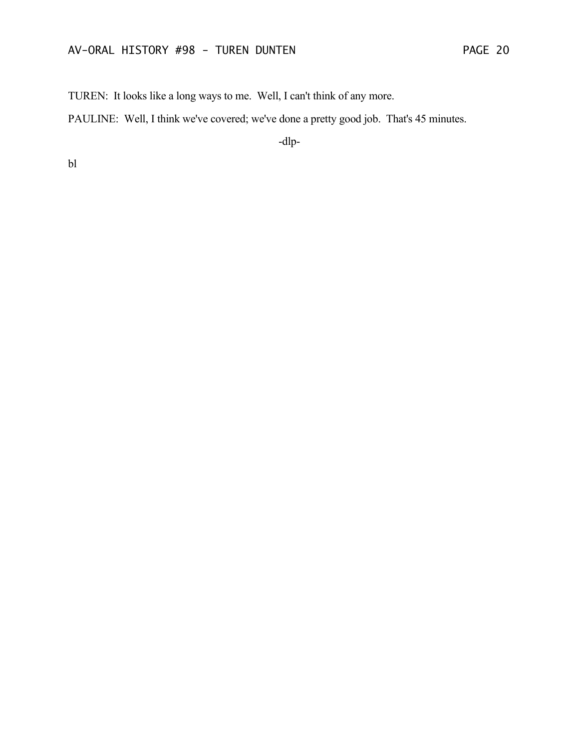TUREN: It looks like a long ways to me. Well, I can't think of any more.

PAULINE: Well, I think we've covered; we've done a pretty good job. That's 45 minutes.

-dlp-

bl